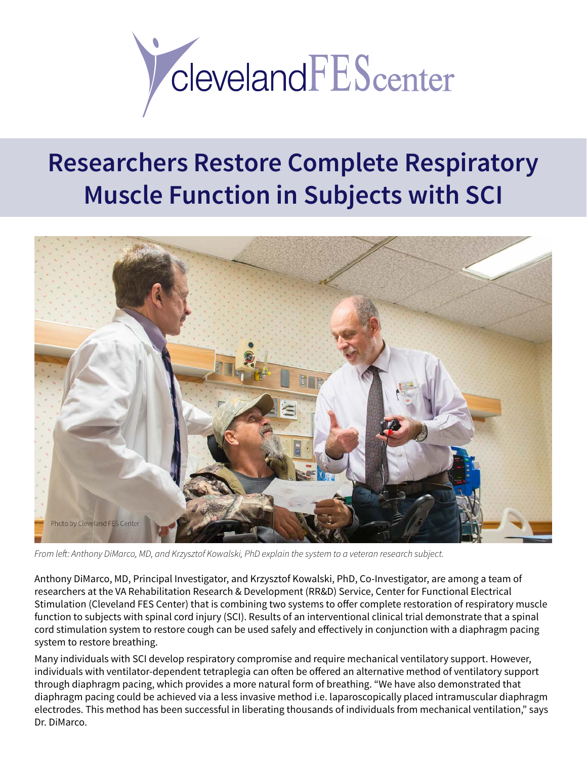clevelandFEScenter

# Researchers Restore Complete Respiratory Muscle Function in Subjects with SCI

*From left: Anthony DiMarco, MD, and Krzysztof Kowalski, PhD explain the system to a veteran research subject.*

Anthony DiMarco, MD, Principal Investigator, and Krzysztof Kowalski, PhD, Co-Investigator, are among a team of researchers at the VA Rehabilitation Research & Development (RR&D) Service, Center for Functional Electrical Stimulation (Cleveland FES Center) that is combining two systems to offer complete restoration of respiratory muscle function to subjects with spinal cord injury (SCI). Results of an interventional clinical trial demonstrate that a spinal cord stimulation system to restore cough can be used safely and effectively in conjunction with a diaphragm pacing system to restore breathing.

Many individuals with SCI develop respiratory compromise and require mechanical ventilatory support. However, individuals with ventilator-dependent tetraplegia can often be offered an alternative method of ventilatory support through diaphragm pacing, which provides a more natural form of breathing. "We have also demonstrated that diaphragm pacing could be achieved via a less invasive method i.e. laparoscopically placed intramuscular diaphragm electrodes. This method has been successful in liberating thousands of individuals from mechanical ventilation," says Dr. DiMarco.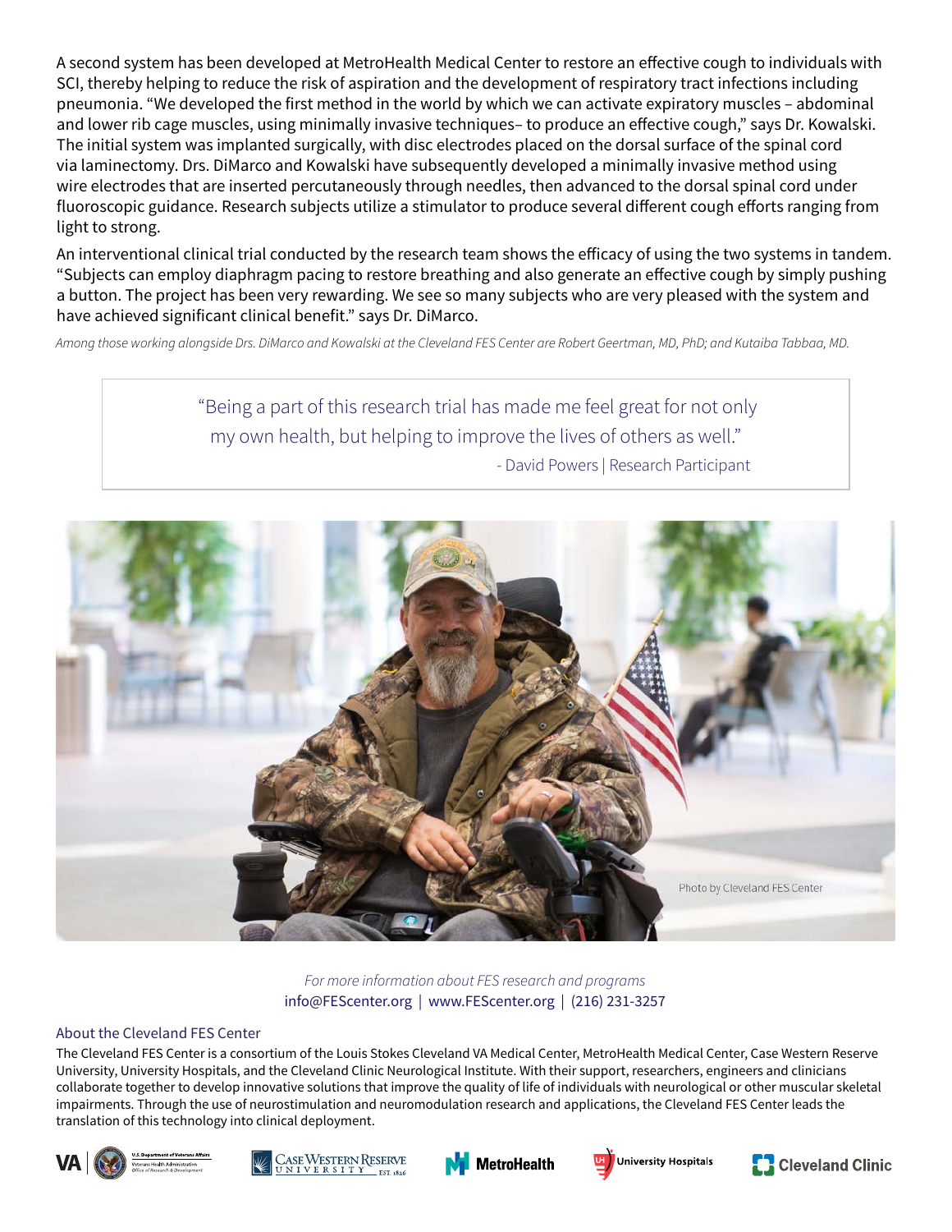A second system has been developed at MetroHealth Medical Center to restore an effective cough to individuals with SCI, thereby helping to reduce the risk of aspiration and the development of respiratory tract infections including pneumonia. "We developed the first method in the world by which we can activate expiratory muscles – abdominal and lower rib cage muscles, using minimally invasive techniques– to produce an effective cough," says Dr. Kowalski. The initial system was implanted surgically, with disc electrodes placed on the dorsal surface of the spinal cord via laminectomy. Drs. DiMarco and Kowalski have subsequently developed a minimally invasive method using wire electrodes that are inserted percutaneously through needles, then advanced to the dorsal spinal cord under fluoroscopic guidance. Research subjects utilize a stimulator to produce several different cough efforts ranging from light to strong.

An interventional clinical trial conducted by the research team shows the efficacy of using the two systems in tandem. "Subjects can employ diaphragm pacing to restore breathing and also generate an effective cough by simply pushing a button. The project has been very rewarding. We see so many subjects who are very pleased with the system and have achieved significant clinical benefit." says Dr. DiMarco.

*Among those working alongside Drs. DiMarco and Kowalski at the Cleveland FES Center are Robert Geertman, MD, PhD; and Kutaiba Tabbaa, MD.*

> "Being a part of this research trial has made me feel great for not only my own health, but helping to improve the lives of others as well."
>
> - David Powers | Research Participant

Photo by Cleveland FES Center

*For more information about FES research and programs*
info@FEScenter.org | www.FEScenter.org | (216) 231-3257

## About the Cleveland FES Center

The Cleveland FES Center is a consortium of the Louis Stokes Cleveland VA Medical Center, MetroHealth Medical Center, Case Western Reserve University, University Hospitals, and the Cleveland Clinic Neurological Institute. With their support, researchers, engineers and clinicians collaborate together to develop innovative solutions that improve the quality of life of individuals with neurological or other muscular skeletal impairments. Through the use of neurostimulation and neuromodulation research and applications, the Cleveland FES Center leads the translation of this technology into clinical deployment.

VA | U.S. Department of Veterans Affairs – Veterans Health Administration – Office of Research & Development | Case Western Reserve University EST. 1826 | MetroHealth | University Hospitals | Cleveland Clinic